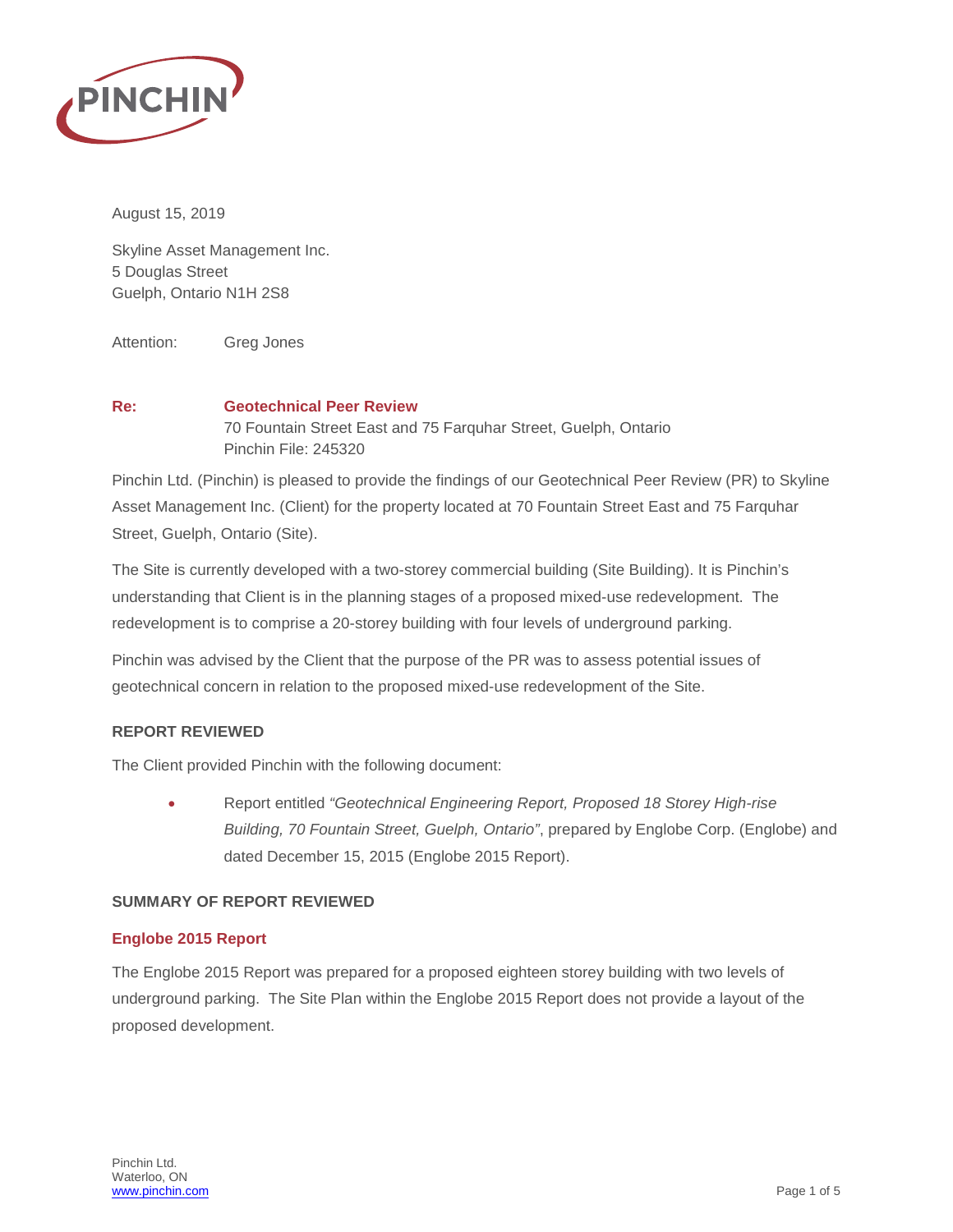August 15, 2019

Skyline Asset Management Inc.
5 Douglas Street
Guelph, Ontario N1H 2S8

Attention: Greg Jones

**Re: Geotechnical Peer Review**
70 Fountain Street East and 75 Farquhar Street, Guelph, Ontario
Pinchin File: 245320

Pinchin Ltd. (Pinchin) is pleased to provide the findings of our Geotechnical Peer Review (PR) to Skyline Asset Management Inc. (Client) for the property located at 70 Fountain Street East and 75 Farquhar Street, Guelph, Ontario (Site).

The Site is currently developed with a two-storey commercial building (Site Building). It is Pinchin's understanding that Client is in the planning stages of a proposed mixed-use redevelopment. The redevelopment is to comprise a 20-storey building with four levels of underground parking.

Pinchin was advised by the Client that the purpose of the PR was to assess potential issues of geotechnical concern in relation to the proposed mixed-use redevelopment of the Site.

## REPORT REVIEWED

The Client provided Pinchin with the following document:

- Report entitled *"Geotechnical Engineering Report, Proposed 18 Storey High-rise Building, 70 Fountain Street, Guelph, Ontario"*, prepared by Englobe Corp. (Englobe) and dated December 15, 2015 (Englobe 2015 Report).

## SUMMARY OF REPORT REVIEWED

### Englobe 2015 Report

The Englobe 2015 Report was prepared for a proposed eighteen storey building with two levels of underground parking. The Site Plan within the Englobe 2015 Report does not provide a layout of the proposed development.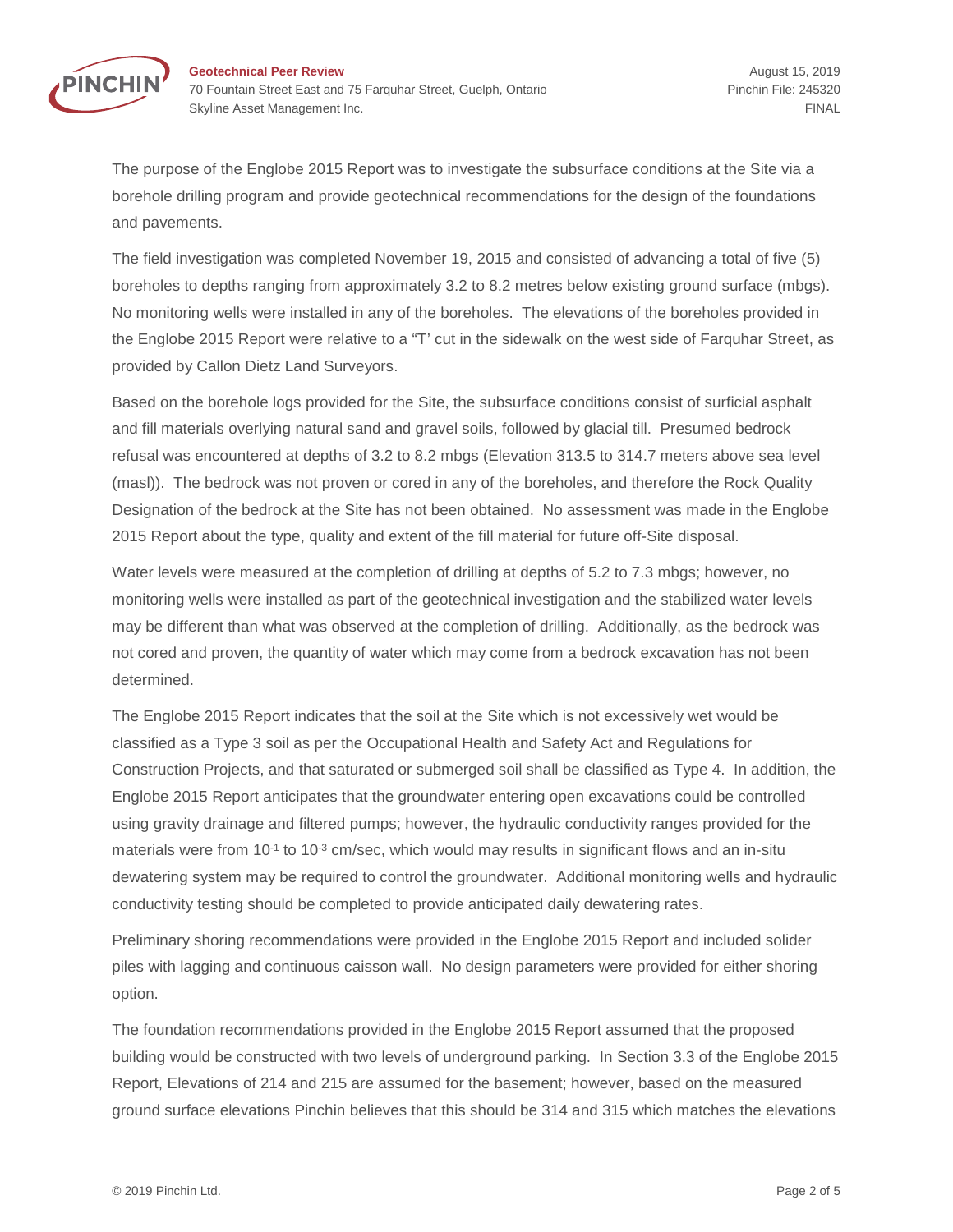The purpose of the Englobe 2015 Report was to investigate the subsurface conditions at the Site via a borehole drilling program and provide geotechnical recommendations for the design of the foundations and pavements.

The field investigation was completed November 19, 2015 and consisted of advancing a total of five (5) boreholes to depths ranging from approximately 3.2 to 8.2 metres below existing ground surface (mbgs). No monitoring wells were installed in any of the boreholes. The elevations of the boreholes provided in the Englobe 2015 Report were relative to a "T' cut in the sidewalk on the west side of Farquhar Street, as provided by Callon Dietz Land Surveyors.

Based on the borehole logs provided for the Site, the subsurface conditions consist of surficial asphalt and fill materials overlying natural sand and gravel soils, followed by glacial till. Presumed bedrock refusal was encountered at depths of 3.2 to 8.2 mbgs (Elevation 313.5 to 314.7 meters above sea level (masl)). The bedrock was not proven or cored in any of the boreholes, and therefore the Rock Quality Designation of the bedrock at the Site has not been obtained. No assessment was made in the Englobe 2015 Report about the type, quality and extent of the fill material for future off-Site disposal.

Water levels were measured at the completion of drilling at depths of 5.2 to 7.3 mbgs; however, no monitoring wells were installed as part of the geotechnical investigation and the stabilized water levels may be different than what was observed at the completion of drilling. Additionally, as the bedrock was not cored and proven, the quantity of water which may come from a bedrock excavation has not been determined.

The Englobe 2015 Report indicates that the soil at the Site which is not excessively wet would be classified as a Type 3 soil as per the Occupational Health and Safety Act and Regulations for Construction Projects, and that saturated or submerged soil shall be classified as Type 4. In addition, the Englobe 2015 Report anticipates that the groundwater entering open excavations could be controlled using gravity drainage and filtered pumps; however, the hydraulic conductivity ranges provided for the materials were from $10^{-1}$ to $10^{-3}$ cm/sec, which would may results in significant flows and an in-situ dewatering system may be required to control the groundwater. Additional monitoring wells and hydraulic conductivity testing should be completed to provide anticipated daily dewatering rates.

Preliminary shoring recommendations were provided in the Englobe 2015 Report and included solider piles with lagging and continuous caisson wall. No design parameters were provided for either shoring option.

The foundation recommendations provided in the Englobe 2015 Report assumed that the proposed building would be constructed with two levels of underground parking. In Section 3.3 of the Englobe 2015 Report, Elevations of 214 and 215 are assumed for the basement; however, based on the measured ground surface elevations Pinchin believes that this should be 314 and 315 which matches the elevations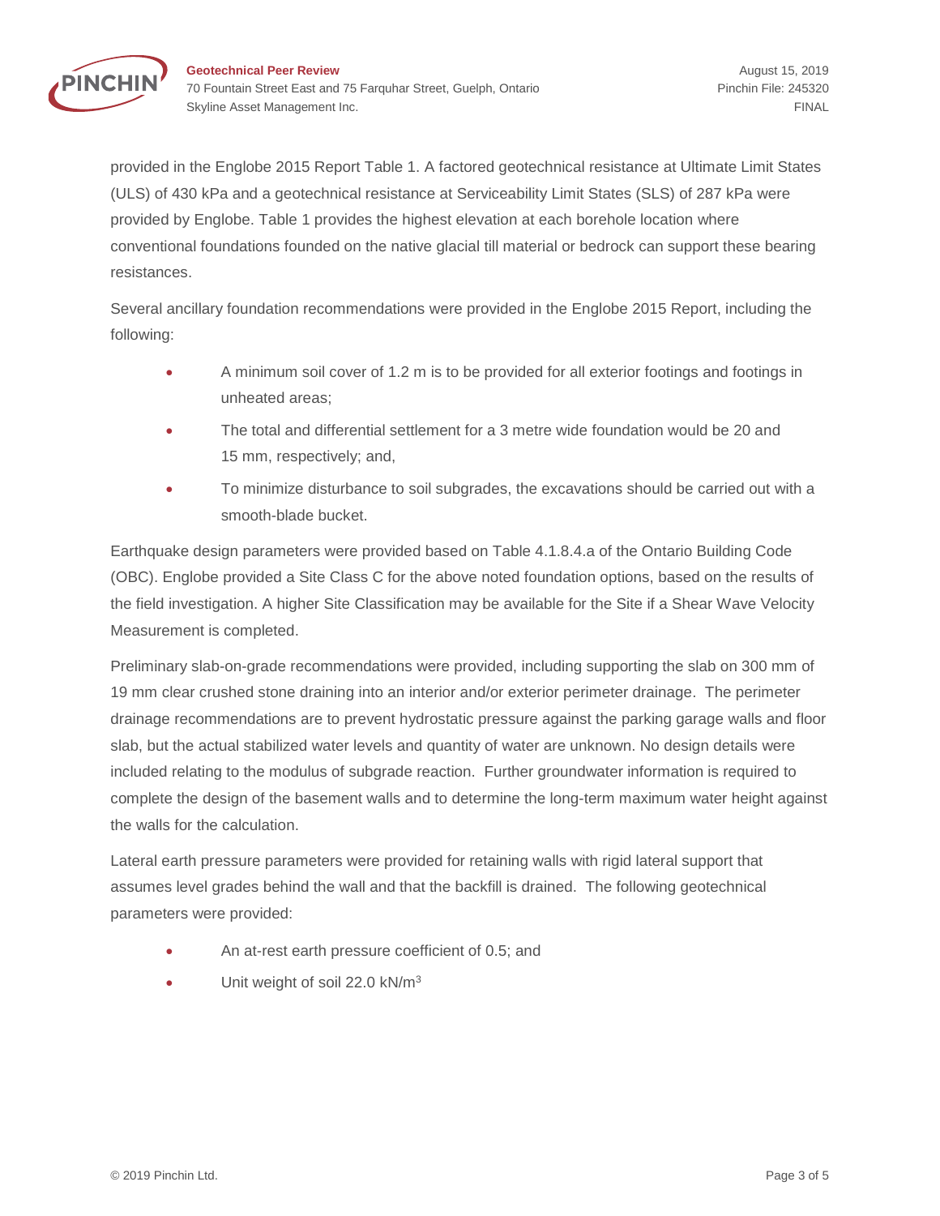provided in the Englobe 2015 Report Table 1. A factored geotechnical resistance at Ultimate Limit States (ULS) of 430 kPa and a geotechnical resistance at Serviceability Limit States (SLS) of 287 kPa were provided by Englobe. Table 1 provides the highest elevation at each borehole location where conventional foundations founded on the native glacial till material or bedrock can support these bearing resistances.

Several ancillary foundation recommendations were provided in the Englobe 2015 Report, including the following:

- A minimum soil cover of 1.2 m is to be provided for all exterior footings and footings in unheated areas;
- The total and differential settlement for a 3 metre wide foundation would be 20 and 15 mm, respectively; and,
- To minimize disturbance to soil subgrades, the excavations should be carried out with a smooth-blade bucket.

Earthquake design parameters were provided based on Table 4.1.8.4.a of the Ontario Building Code (OBC). Englobe provided a Site Class C for the above noted foundation options, based on the results of the field investigation. A higher Site Classification may be available for the Site if a Shear Wave Velocity Measurement is completed.

Preliminary slab-on-grade recommendations were provided, including supporting the slab on 300 mm of 19 mm clear crushed stone draining into an interior and/or exterior perimeter drainage. The perimeter drainage recommendations are to prevent hydrostatic pressure against the parking garage walls and floor slab, but the actual stabilized water levels and quantity of water are unknown. No design details were included relating to the modulus of subgrade reaction. Further groundwater information is required to complete the design of the basement walls and to determine the long-term maximum water height against the walls for the calculation.

Lateral earth pressure parameters were provided for retaining walls with rigid lateral support that assumes level grades behind the wall and that the backfill is drained. The following geotechnical parameters were provided:

- An at-rest earth pressure coefficient of 0.5; and
- Unit weight of soil 22.0 kN/m$^3$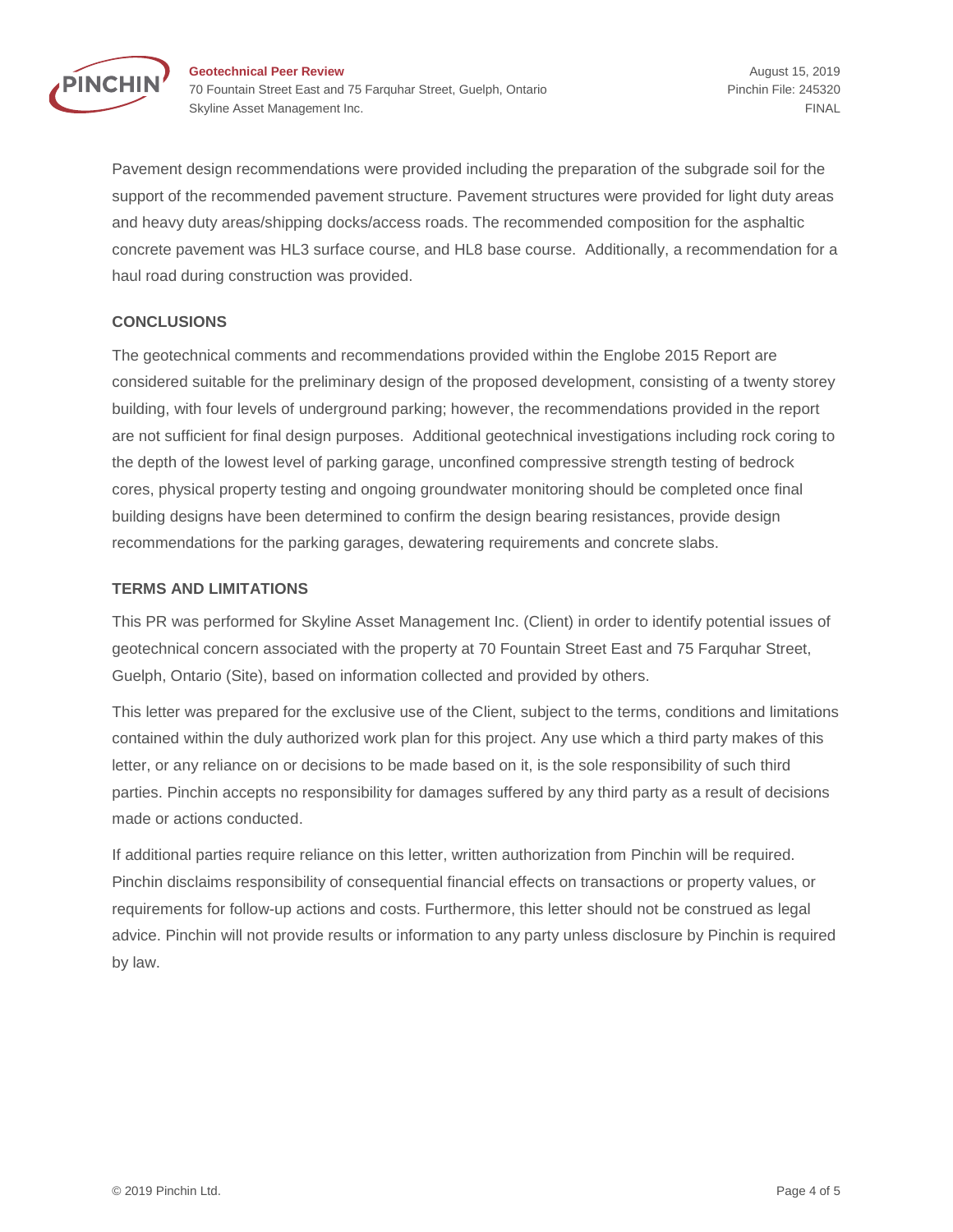Pavement design recommendations were provided including the preparation of the subgrade soil for the support of the recommended pavement structure. Pavement structures were provided for light duty areas and heavy duty areas/shipping docks/access roads. The recommended composition for the asphaltic concrete pavement was HL3 surface course, and HL8 base course. Additionally, a recommendation for a haul road during construction was provided.

## CONCLUSIONS

The geotechnical comments and recommendations provided within the Englobe 2015 Report are considered suitable for the preliminary design of the proposed development, consisting of a twenty storey building, with four levels of underground parking; however, the recommendations provided in the report are not sufficient for final design purposes. Additional geotechnical investigations including rock coring to the depth of the lowest level of parking garage, unconfined compressive strength testing of bedrock cores, physical property testing and ongoing groundwater monitoring should be completed once final building designs have been determined to confirm the design bearing resistances, provide design recommendations for the parking garages, dewatering requirements and concrete slabs.

## TERMS AND LIMITATIONS

This PR was performed for Skyline Asset Management Inc. (Client) in order to identify potential issues of geotechnical concern associated with the property at 70 Fountain Street East and 75 Farquhar Street, Guelph, Ontario (Site), based on information collected and provided by others.

This letter was prepared for the exclusive use of the Client, subject to the terms, conditions and limitations contained within the duly authorized work plan for this project. Any use which a third party makes of this letter, or any reliance on or decisions to be made based on it, is the sole responsibility of such third parties. Pinchin accepts no responsibility for damages suffered by any third party as a result of decisions made or actions conducted.

If additional parties require reliance on this letter, written authorization from Pinchin will be required. Pinchin disclaims responsibility of consequential financial effects on transactions or property values, or requirements for follow-up actions and costs. Furthermore, this letter should not be construed as legal advice. Pinchin will not provide results or information to any party unless disclosure by Pinchin is required by law.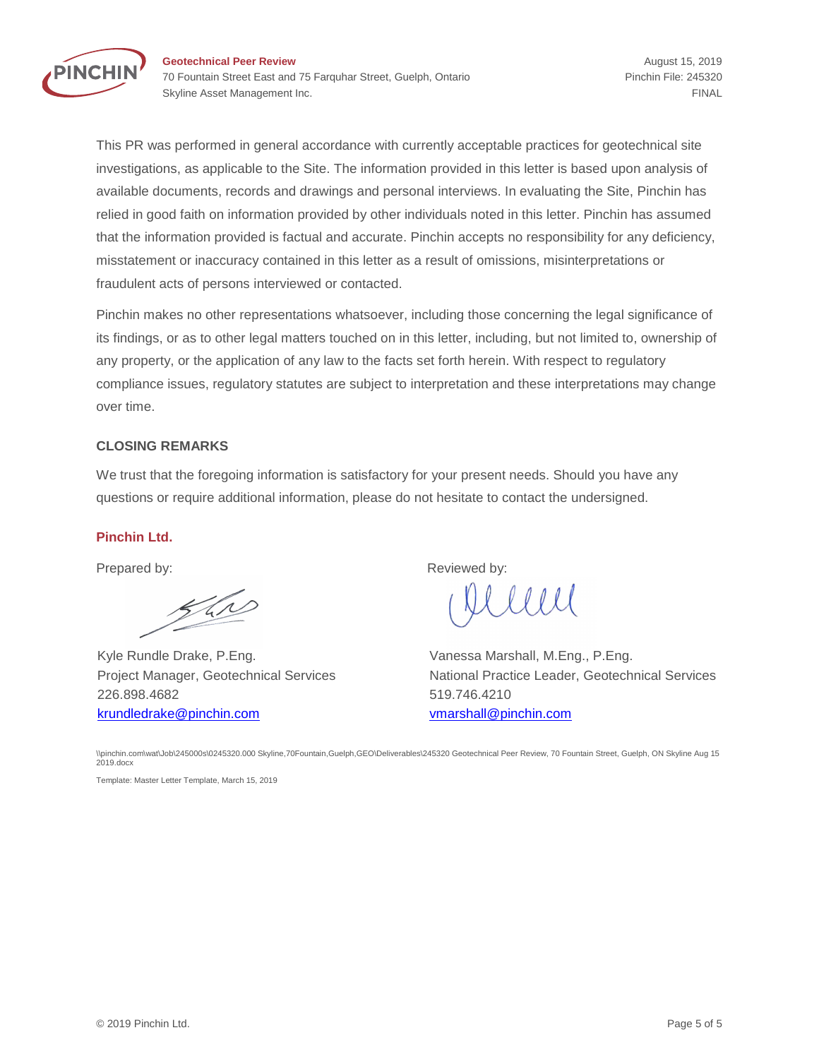This PR was performed in general accordance with currently acceptable practices for geotechnical site investigations, as applicable to the Site. The information provided in this letter is based upon analysis of available documents, records and drawings and personal interviews. In evaluating the Site, Pinchin has relied in good faith on information provided by other individuals noted in this letter. Pinchin has assumed that the information provided is factual and accurate. Pinchin accepts no responsibility for any deficiency, misstatement or inaccuracy contained in this letter as a result of omissions, misinterpretations or fraudulent acts of persons interviewed or contacted.

Pinchin makes no other representations whatsoever, including those concerning the legal significance of its findings, or as to other legal matters touched on in this letter, including, but not limited to, ownership of any property, or the application of any law to the facts set forth herein. With respect to regulatory compliance issues, regulatory statutes are subject to interpretation and these interpretations may change over time.

## CLOSING REMARKS

We trust that the foregoing information is satisfactory for your present needs. Should you have any questions or require additional information, please do not hesitate to contact the undersigned.

**Pinchin Ltd.**

Prepared by:

Kyle Rundle Drake, P.Eng.
Project Manager, Geotechnical Services
226.898.4682
krundledrake@pinchin.com

Reviewed by:

Vanessa Marshall, M.Eng., P.Eng.
National Practice Leader, Geotechnical Services
519.746.4210
vmarshall@pinchin.com

\\pinchin.com\wat\Job\245000s\0245320.000 Skyline,70Fountain,Guelph,GEO\Deliverables\245320 Geotechnical Peer Review, 70 Fountain Street, Guelph, ON Skyline Aug 15 2019.docx

Template: Master Letter Template, March 15, 2019